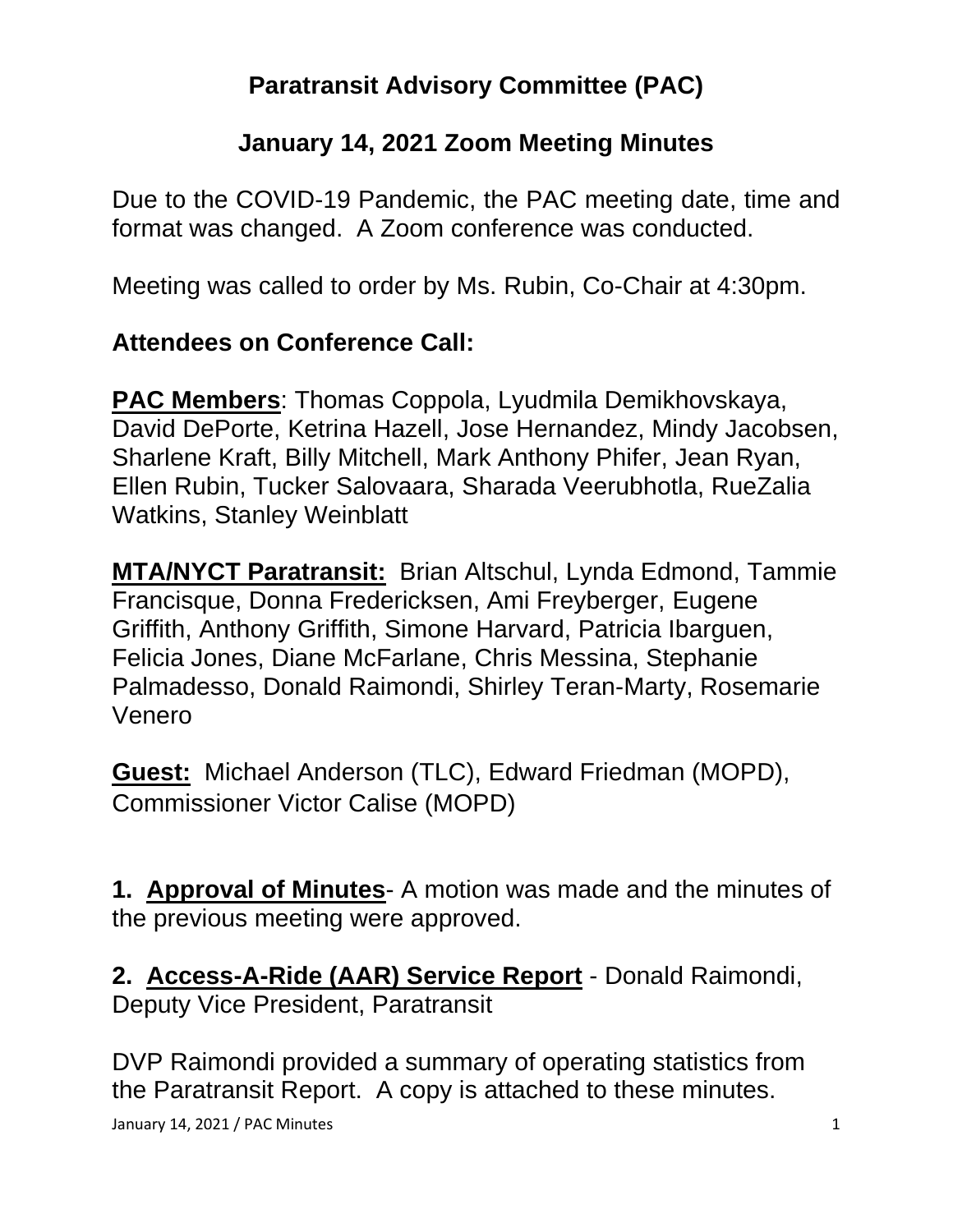# Paratransit Advisory Committee (PAC)

## January 14, 2021 Zoom Meeting Minutes

Due to the COVID-19 Pandemic, the PAC meeting date, time and format was changed. A Zoom conference was conducted.

Meeting was called to order by Ms. Rubin, Co-Chair at 4:30pm.

### Attendees on Conference Call:

**PAC Members**: Thomas Coppola, Lyudmila Demikhovskaya, David DePorte, Ketrina Hazell, Jose Hernandez, Mindy Jacobsen, Sharlene Kraft, Billy Mitchell, Mark Anthony Phifer, Jean Ryan, Ellen Rubin, Tucker Salovaara, Sharada Veerubhotla, RueZalia Watkins, Stanley Weinblatt

**MTA/NYCT Paratransit:** Brian Altschul, Lynda Edmond, Tammie Francisque, Donna Fredericksen, Ami Freyberger, Eugene Griffith, Anthony Griffith, Simone Harvard, Patricia Ibarguen, Felicia Jones, Diane McFarlane, Chris Messina, Stephanie Palmadesso, Donald Raimondi, Shirley Teran-Marty, Rosemarie Venero

**Guest:** Michael Anderson (TLC), Edward Friedman (MOPD), Commissioner Victor Calise (MOPD)

**1. Approval of Minutes**- A motion was made and the minutes of the previous meeting were approved.

**2. Access-A-Ride (AAR) Service Report** - Donald Raimondi, Deputy Vice President, Paratransit

DVP Raimondi provided a summary of operating statistics from the Paratransit Report. A copy is attached to these minutes.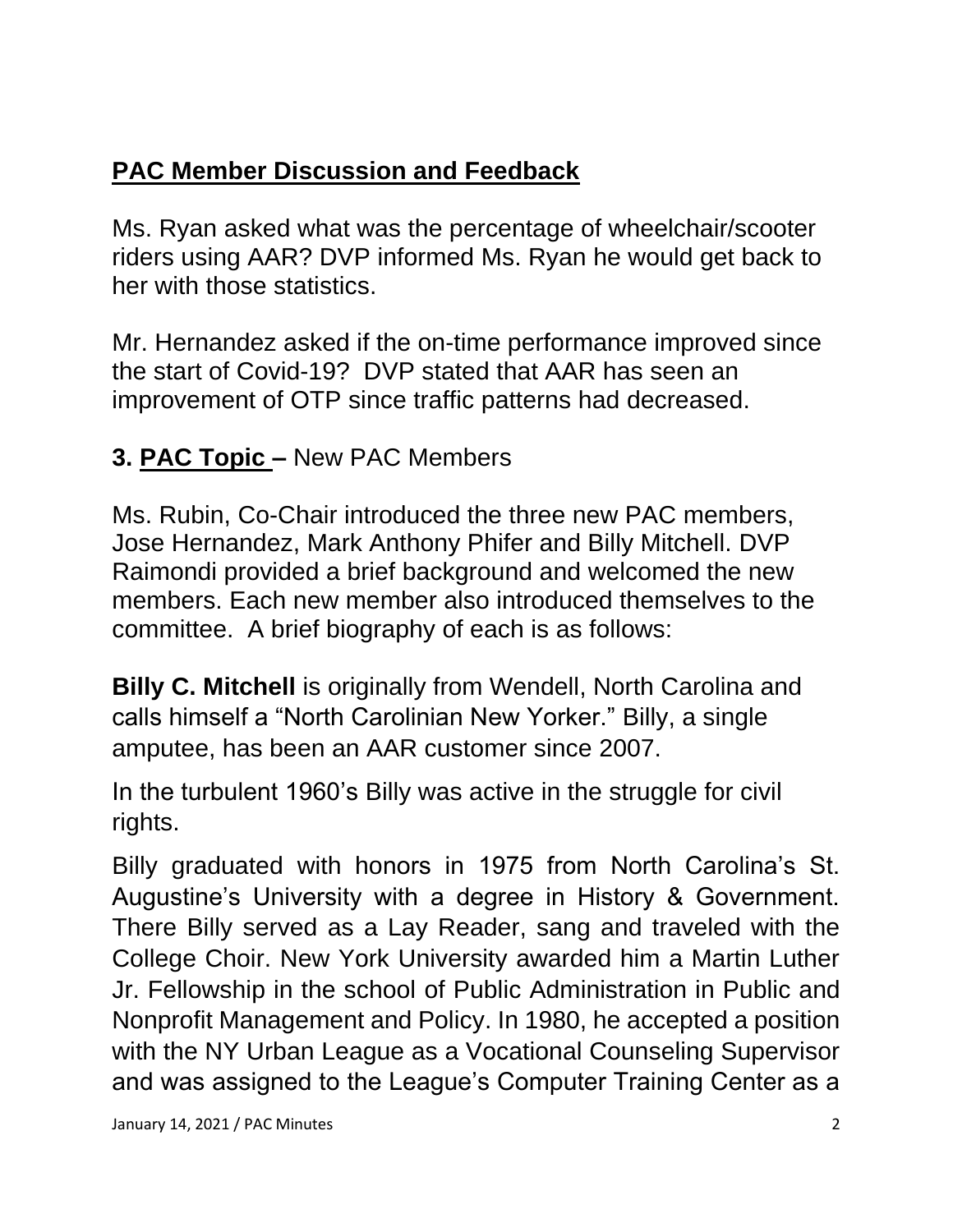## PAC Member Discussion and Feedback

Ms. Ryan asked what was the percentage of wheelchair/scooter riders using AAR? DVP informed Ms. Ryan he would get back to her with those statistics.

Mr. Hernandez asked if the on-time performance improved since the start of Covid-19? DVP stated that AAR has seen an improvement of OTP since traffic patterns had decreased.

### 3. PAC Topic – New PAC Members

Ms. Rubin, Co-Chair introduced the three new PAC members, Jose Hernandez, Mark Anthony Phifer and Billy Mitchell. DVP Raimondi provided a brief background and welcomed the new members. Each new member also introduced themselves to the committee. A brief biography of each is as follows:

**Billy C. Mitchell** is originally from Wendell, North Carolina and calls himself a "North Carolinian New Yorker." Billy, a single amputee, has been an AAR customer since 2007.

In the turbulent 1960's Billy was active in the struggle for civil rights.

Billy graduated with honors in 1975 from North Carolina's St. Augustine's University with a degree in History & Government. There Billy served as a Lay Reader, sang and traveled with the College Choir. New York University awarded him a Martin Luther Jr. Fellowship in the school of Public Administration in Public and Nonprofit Management and Policy. In 1980, he accepted a position with the NY Urban League as a Vocational Counseling Supervisor and was assigned to the League's Computer Training Center as a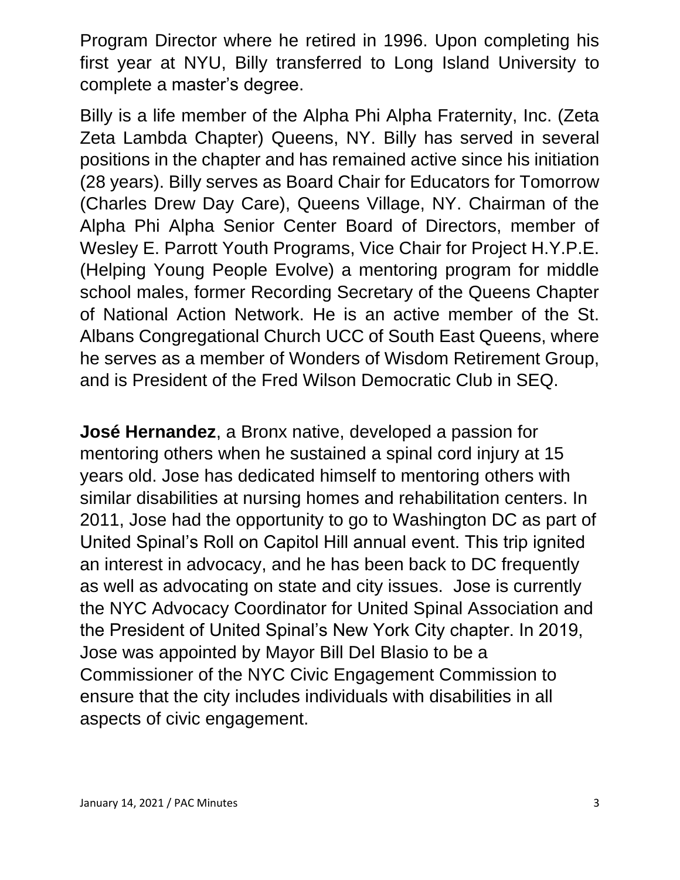Program Director where he retired in 1996. Upon completing his first year at NYU, Billy transferred to Long Island University to complete a master's degree.

Billy is a life member of the Alpha Phi Alpha Fraternity, Inc. (Zeta Zeta Lambda Chapter) Queens, NY. Billy has served in several positions in the chapter and has remained active since his initiation (28 years). Billy serves as Board Chair for Educators for Tomorrow (Charles Drew Day Care), Queens Village, NY. Chairman of the Alpha Phi Alpha Senior Center Board of Directors, member of Wesley E. Parrott Youth Programs, Vice Chair for Project H.Y.P.E. (Helping Young People Evolve) a mentoring program for middle school males, former Recording Secretary of the Queens Chapter of National Action Network. He is an active member of the St. Albans Congregational Church UCC of South East Queens, where he serves as a member of Wonders of Wisdom Retirement Group, and is President of the Fred Wilson Democratic Club in SEQ.

**José Hernandez**, a Bronx native, developed a passion for mentoring others when he sustained a spinal cord injury at 15 years old. Jose has dedicated himself to mentoring others with similar disabilities at nursing homes and rehabilitation centers. In 2011, Jose had the opportunity to go to Washington DC as part of United Spinal's Roll on Capitol Hill annual event. This trip ignited an interest in advocacy, and he has been back to DC frequently as well as advocating on state and city issues. Jose is currently the NYC Advocacy Coordinator for United Spinal Association and the President of United Spinal's New York City chapter. In 2019, Jose was appointed by Mayor Bill Del Blasio to be a Commissioner of the NYC Civic Engagement Commission to ensure that the city includes individuals with disabilities in all aspects of civic engagement.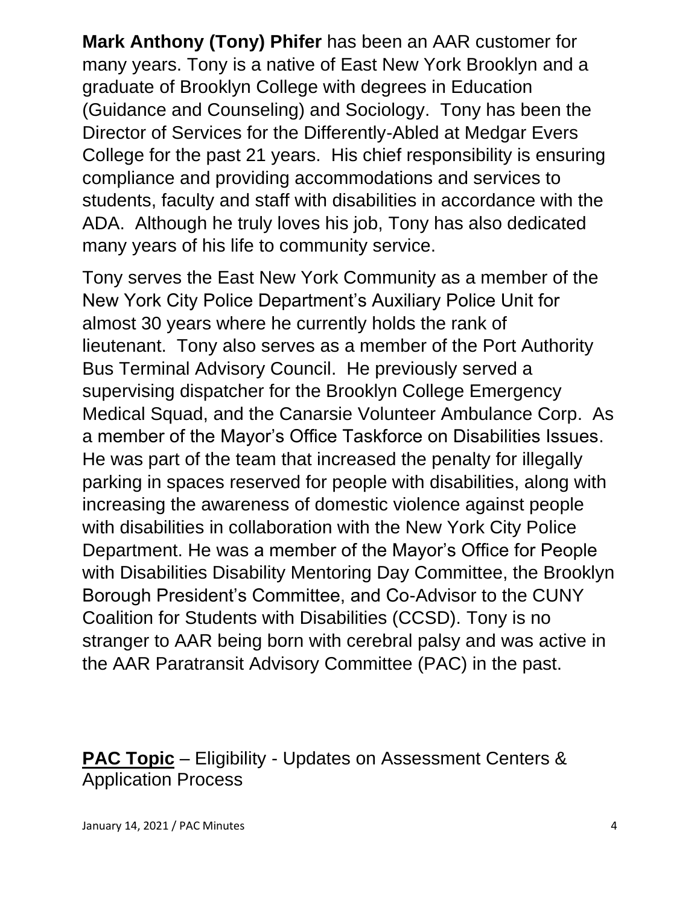**Mark Anthony (Tony) Phifer** has been an AAR customer for many years. Tony is a native of East New York Brooklyn and a graduate of Brooklyn College with degrees in Education (Guidance and Counseling) and Sociology. Tony has been the Director of Services for the Differently-Abled at Medgar Evers College for the past 21 years. His chief responsibility is ensuring compliance and providing accommodations and services to students, faculty and staff with disabilities in accordance with the ADA. Although he truly loves his job, Tony has also dedicated many years of his life to community service.

Tony serves the East New York Community as a member of the New York City Police Department's Auxiliary Police Unit for almost 30 years where he currently holds the rank of lieutenant. Tony also serves as a member of the Port Authority Bus Terminal Advisory Council. He previously served a supervising dispatcher for the Brooklyn College Emergency Medical Squad, and the Canarsie Volunteer Ambulance Corp. As a member of the Mayor's Office Taskforce on Disabilities Issues. He was part of the team that increased the penalty for illegally parking in spaces reserved for people with disabilities, along with increasing the awareness of domestic violence against people with disabilities in collaboration with the New York City Police Department. He was a member of the Mayor's Office for People with Disabilities Disability Mentoring Day Committee, the Brooklyn Borough President's Committee, and Co-Advisor to the CUNY Coalition for Students with Disabilities (CCSD). Tony is no stranger to AAR being born with cerebral palsy and was active in the AAR Paratransit Advisory Committee (PAC) in the past.

**PAC Topic** – Eligibility - Updates on Assessment Centers & Application Process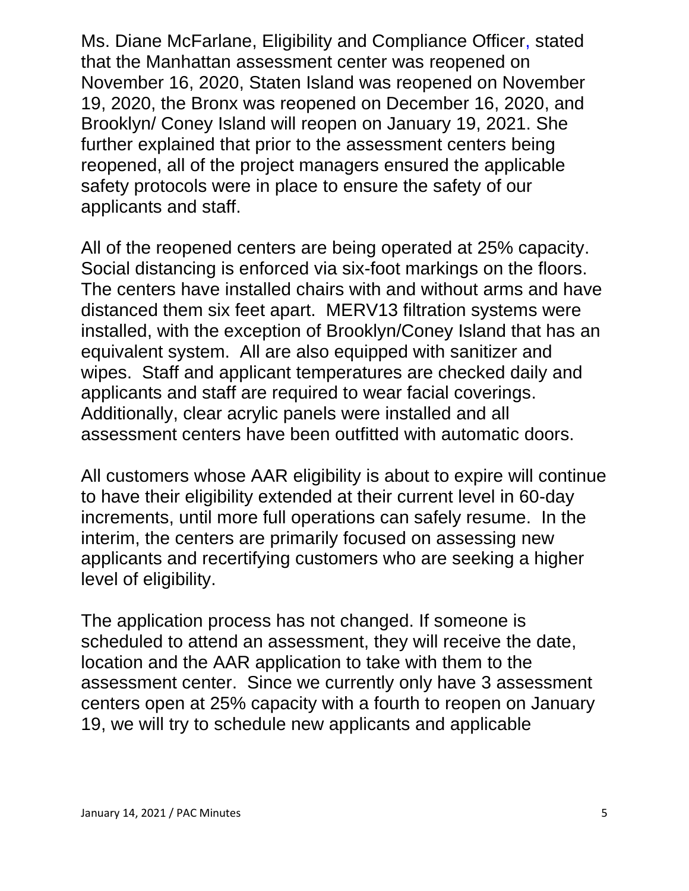Ms. Diane McFarlane, Eligibility and Compliance Officer, stated that the Manhattan assessment center was reopened on November 16, 2020, Staten Island was reopened on November 19, 2020, the Bronx was reopened on December 16, 2020, and Brooklyn/ Coney Island will reopen on January 19, 2021. She further explained that prior to the assessment centers being reopened, all of the project managers ensured the applicable safety protocols were in place to ensure the safety of our applicants and staff.

All of the reopened centers are being operated at 25% capacity. Social distancing is enforced via six-foot markings on the floors. The centers have installed chairs with and without arms and have distanced them six feet apart. MERV13 filtration systems were installed, with the exception of Brooklyn/Coney Island that has an equivalent system. All are also equipped with sanitizer and wipes. Staff and applicant temperatures are checked daily and applicants and staff are required to wear facial coverings. Additionally, clear acrylic panels were installed and all assessment centers have been outfitted with automatic doors.

All customers whose AAR eligibility is about to expire will continue to have their eligibility extended at their current level in 60-day increments, until more full operations can safely resume. In the interim, the centers are primarily focused on assessing new applicants and recertifying customers who are seeking a higher level of eligibility.

The application process has not changed. If someone is scheduled to attend an assessment, they will receive the date, location and the AAR application to take with them to the assessment center. Since we currently only have 3 assessment centers open at 25% capacity with a fourth to reopen on January 19, we will try to schedule new applicants and applicable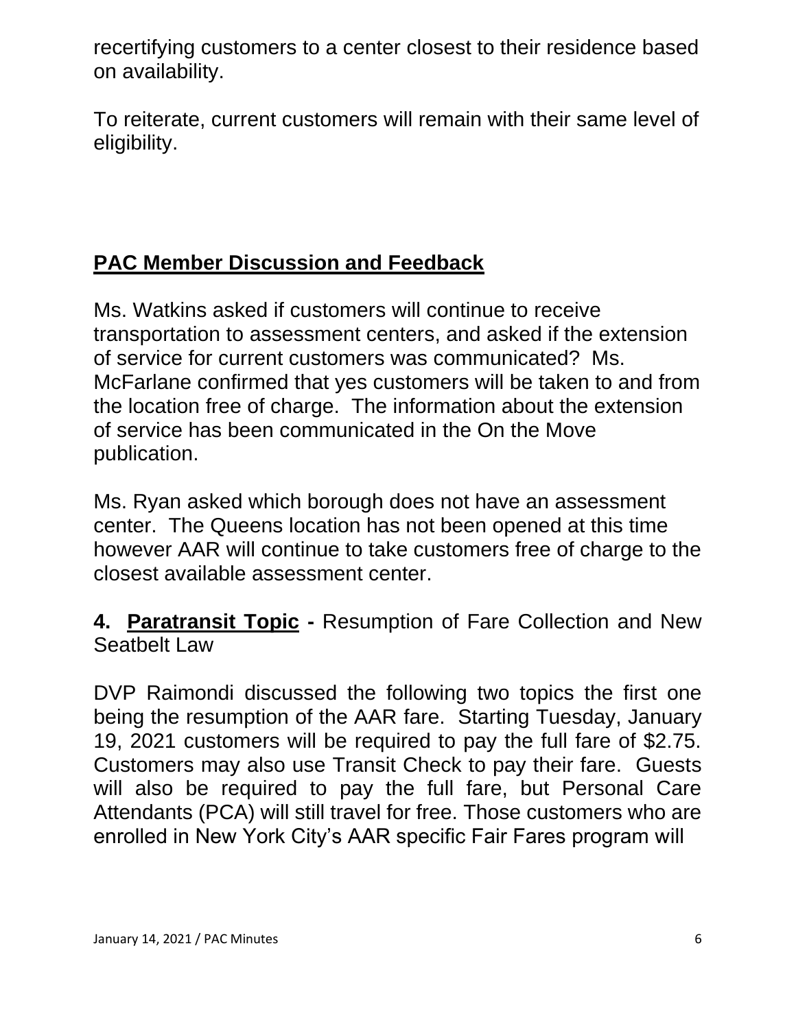recertifying customers to a center closest to their residence based on availability.

To reiterate, current customers will remain with their same level of eligibility.

## PAC Member Discussion and Feedback

Ms. Watkins asked if customers will continue to receive transportation to assessment centers, and asked if the extension of service for current customers was communicated? Ms. McFarlane confirmed that yes customers will be taken to and from the location free of charge. The information about the extension of service has been communicated in the On the Move publication.

Ms. Ryan asked which borough does not have an assessment center. The Queens location has not been opened at this time however AAR will continue to take customers free of charge to the closest available assessment center.

**4. Paratransit Topic -** Resumption of Fare Collection and New Seatbelt Law

DVP Raimondi discussed the following two topics the first one being the resumption of the AAR fare. Starting Tuesday, January 19, 2021 customers will be required to pay the full fare of $2.75. Customers may also use Transit Check to pay their fare. Guests will also be required to pay the full fare, but Personal Care Attendants (PCA) will still travel for free. Those customers who are enrolled in New York City's AAR specific Fair Fares program will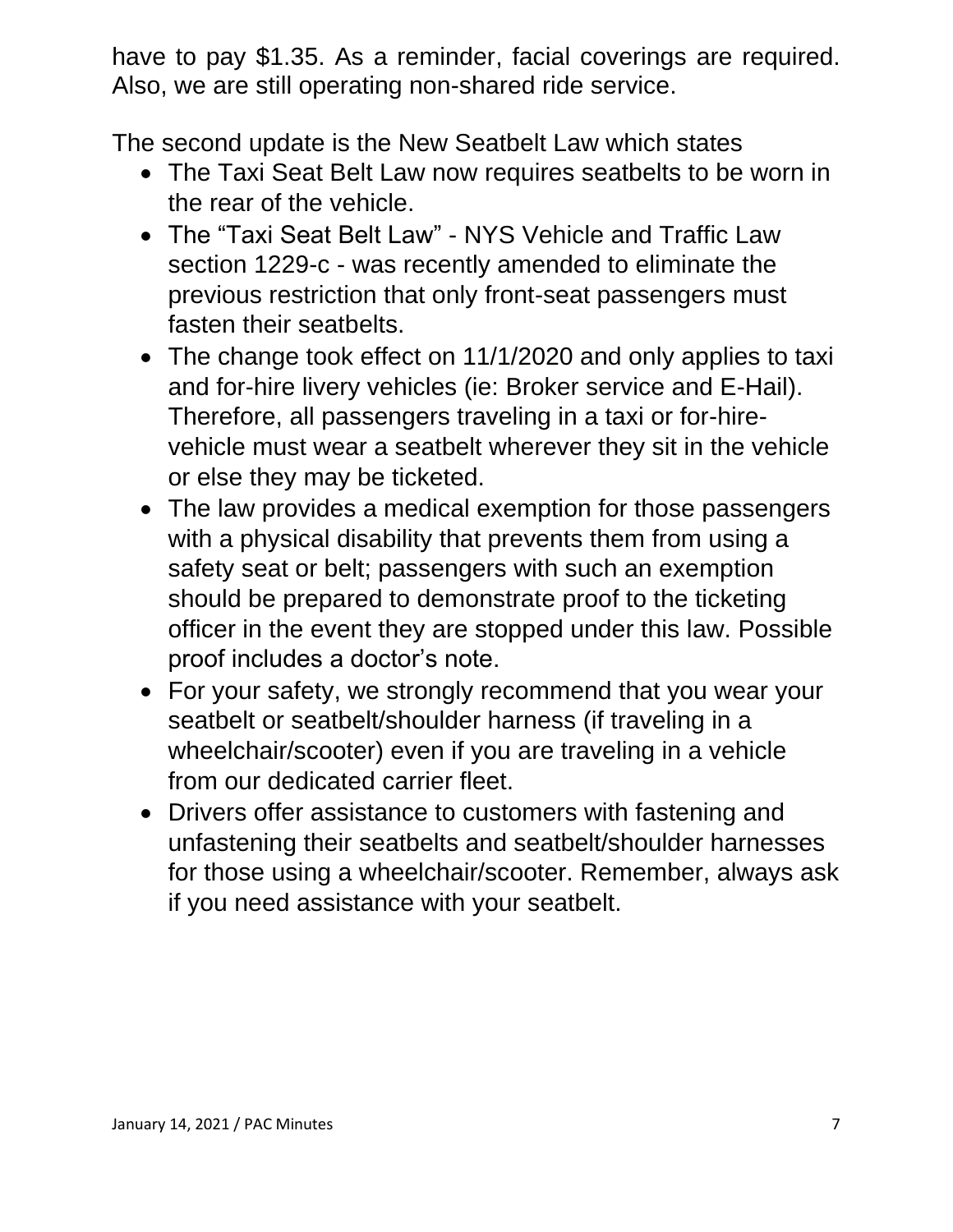have to pay $1.35. As a reminder, facial coverings are required. Also, we are still operating non-shared ride service.

The second update is the New Seatbelt Law which states

- The Taxi Seat Belt Law now requires seatbelts to be worn in the rear of the vehicle.
- The "Taxi Seat Belt Law" - NYS Vehicle and Traffic Law section 1229-c - was recently amended to eliminate the previous restriction that only front-seat passengers must fasten their seatbelts.
- The change took effect on 11/1/2020 and only applies to taxi and for-hire livery vehicles (ie: Broker service and E-Hail). Therefore, all passengers traveling in a taxi or for-hire-vehicle must wear a seatbelt wherever they sit in the vehicle or else they may be ticketed.
- The law provides a medical exemption for those passengers with a physical disability that prevents them from using a safety seat or belt; passengers with such an exemption should be prepared to demonstrate proof to the ticketing officer in the event they are stopped under this law. Possible proof includes a doctor's note.
- For your safety, we strongly recommend that you wear your seatbelt or seatbelt/shoulder harness (if traveling in a wheelchair/scooter) even if you are traveling in a vehicle from our dedicated carrier fleet.
- Drivers offer assistance to customers with fastening and unfastening their seatbelts and seatbelt/shoulder harnesses for those using a wheelchair/scooter. Remember, always ask if you need assistance with your seatbelt.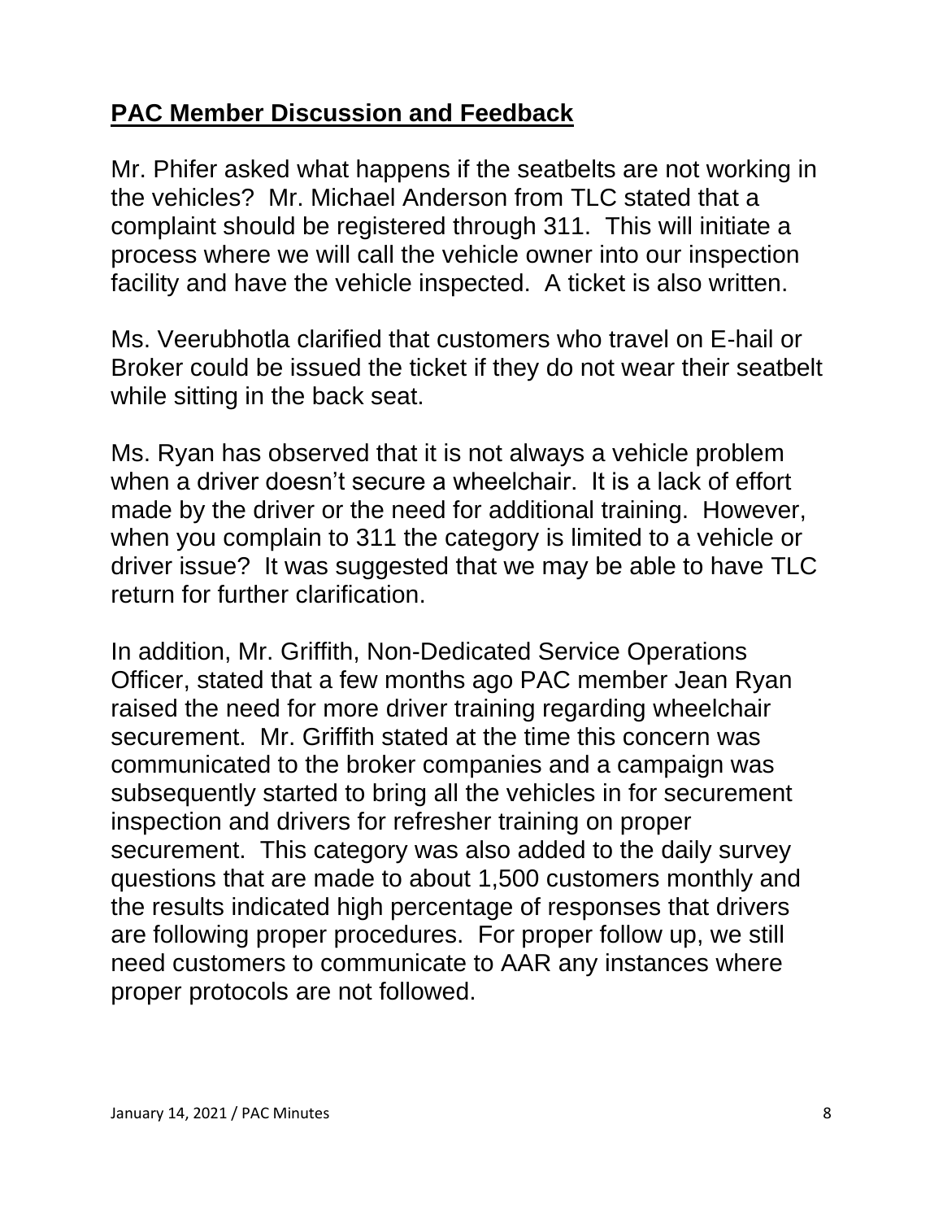## PAC Member Discussion and Feedback

Mr. Phifer asked what happens if the seatbelts are not working in the vehicles? Mr. Michael Anderson from TLC stated that a complaint should be registered through 311. This will initiate a process where we will call the vehicle owner into our inspection facility and have the vehicle inspected. A ticket is also written.

Ms. Veerubhotla clarified that customers who travel on E-hail or Broker could be issued the ticket if they do not wear their seatbelt while sitting in the back seat.

Ms. Ryan has observed that it is not always a vehicle problem when a driver doesn't secure a wheelchair. It is a lack of effort made by the driver or the need for additional training. However, when you complain to 311 the category is limited to a vehicle or driver issue? It was suggested that we may be able to have TLC return for further clarification.

In addition, Mr. Griffith, Non-Dedicated Service Operations Officer, stated that a few months ago PAC member Jean Ryan raised the need for more driver training regarding wheelchair securement. Mr. Griffith stated at the time this concern was communicated to the broker companies and a campaign was subsequently started to bring all the vehicles in for securement inspection and drivers for refresher training on proper securement. This category was also added to the daily survey questions that are made to about 1,500 customers monthly and the results indicated high percentage of responses that drivers are following proper procedures. For proper follow up, we still need customers to communicate to AAR any instances where proper protocols are not followed.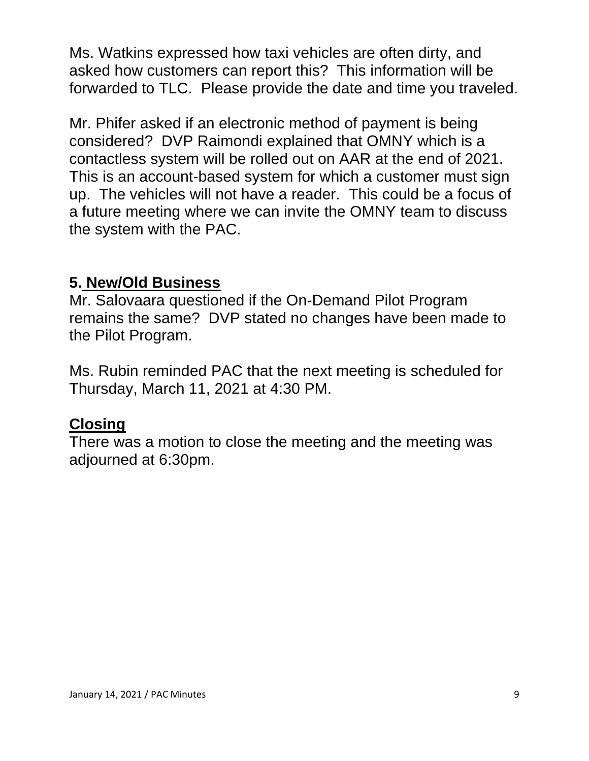Ms. Watkins expressed how taxi vehicles are often dirty, and asked how customers can report this? This information will be forwarded to TLC. Please provide the date and time you traveled.

Mr. Phifer asked if an electronic method of payment is being considered? DVP Raimondi explained that OMNY which is a contactless system will be rolled out on AAR at the end of 2021. This is an account-based system for which a customer must sign up. The vehicles will not have a reader. This could be a focus of a future meeting where we can invite the OMNY team to discuss the system with the PAC.

## 5. New/Old Business

Mr. Salovaara questioned if the On-Demand Pilot Program remains the same? DVP stated no changes have been made to the Pilot Program.

Ms. Rubin reminded PAC that the next meeting is scheduled for Thursday, March 11, 2021 at 4:30 PM.

## Closing

There was a motion to close the meeting and the meeting was adjourned at 6:30pm.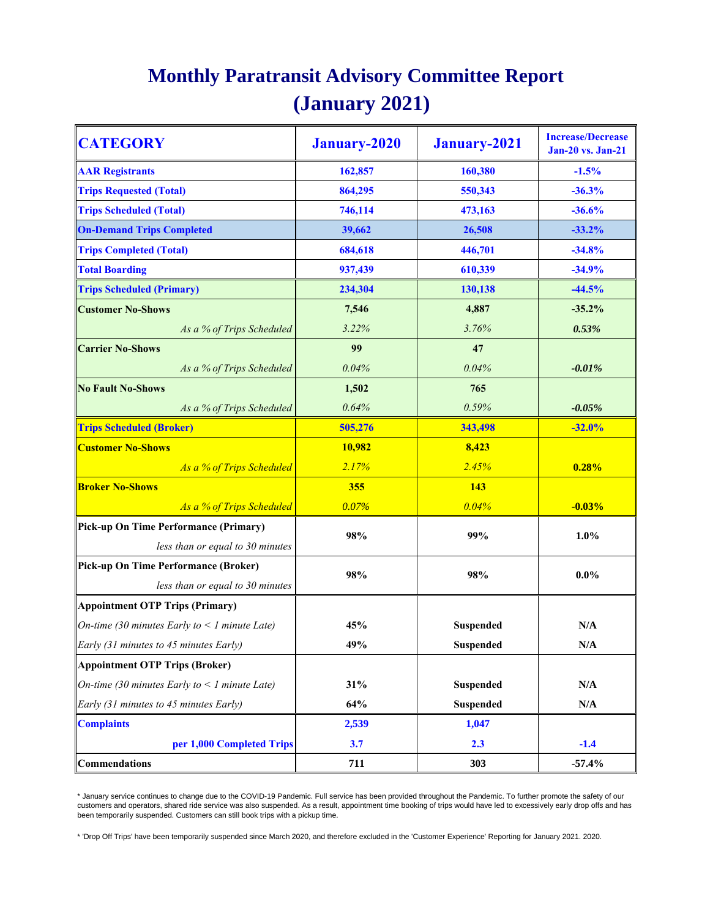# Monthly Paratransit Advisory Committee Report
# (January 2021)

| CATEGORY | January-2020 | January-2021 | Increase/Decrease Jan-20 vs. Jan-21 |
|---|---|---|---|
| **AAR Registrants** | **162,857** | **160,380** | **-1.5%** |
| **Trips Requested (Total)** | **864,295** | **550,343** | **-36.3%** |
| **Trips Scheduled (Total)** | **746,114** | **473,163** | **-36.6%** |
| **On-Demand Trips Completed** | **39,662** | **26,508** | **-33.2%** |
| **Trips Completed (Total)** | **684,618** | **446,701** | **-34.8%** |
| **Total Boarding** | **937,439** | **610,339** | **-34.9%** |
| **Trips Scheduled (Primary)** | **234,304** | **130,138** | **-44.5%** |
| **Customer No-Shows** | **7,546** | **4,887** | **-35.2%** |
| *As a % of Trips Scheduled* | *3.22%* | *3.76%* | ***0.53%*** |
| **Carrier No-Shows** | **99** | **47** | |
| *As a % of Trips Scheduled* | *0.04%* | *0.04%* | ***-0.01%*** |
| **No Fault No-Shows** | **1,502** | **765** | |
| *As a % of Trips Scheduled* | *0.64%* | *0.59%* | ***-0.05%*** |
| **Trips Scheduled (Broker)** | **505,276** | **343,498** | **-32.0%** |
| **Customer No-Shows** | **10,982** | **8,423** | |
| *As a % of Trips Scheduled* | *2.17%* | *2.45%* | **0.28%** |
| **Broker No-Shows** | **355** | **143** | |
| *As a % of Trips Scheduled* | *0.07%* | *0.04%* | **-0.03%** |
| **Pick-up On Time Performance (Primary)** *less than or equal to 30 minutes* | **98%** | **99%** | **1.0%** |
| **Pick-up On Time Performance (Broker)** *less than or equal to 30 minutes* | **98%** | **98%** | **0.0%** |
| **Appointment OTP Trips (Primary)** | | | |
| *On-time (30 minutes Early to < 1 minute Late)* | **45%** | **Suspended** | **N/A** |
| *Early (31 minutes to 45 minutes Early)* | **49%** | **Suspended** | **N/A** |
| **Appointment OTP Trips (Broker)** | | | |
| *On-time (30 minutes Early to < 1 minute Late)* | **31%** | **Suspended** | **N/A** |
| *Early (31 minutes to 45 minutes Early)* | **64%** | **Suspended** | **N/A** |
| **Complaints** | **2,539** | **1,047** | |
| **per 1,000 Completed Trips** | **3.7** | **2.3** | **-1.4** |
| **Commendations** | **711** | **303** | **-57.4%** |

* January service continues to change due to the COVID-19 Pandemic. Full service has been provided throughout the Pandemic. To further promote the safety of our customers and operators, shared ride service was also suspended. As a result, appointment time booking of trips would have led to excessively early drop offs and has been temporarily suspended. Customers can still book trips with a pickup time.

* 'Drop Off Trips' have been temporarily suspended since March 2020, and therefore excluded in the 'Customer Experience' Reporting for January 2021. 2020.